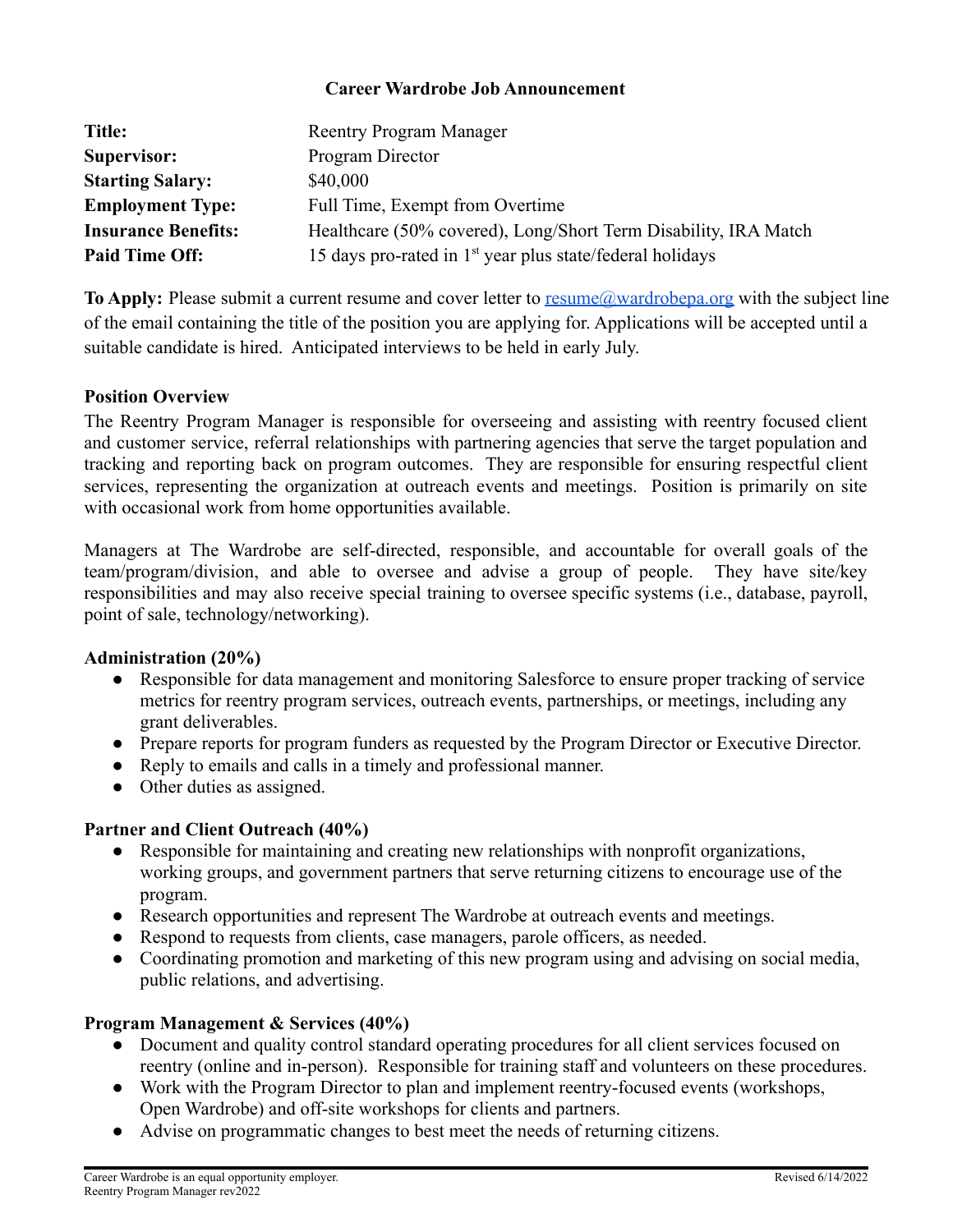# Career Wardrobe Job Announcement

| | |
|---|---|
| **Title:** | Reentry Program Manager |
| **Supervisor:** | Program Director |
| **Starting Salary:** | $40,000 |
| **Employment Type:** | Full Time, Exempt from Overtime |
| **Insurance Benefits:** | Healthcare (50% covered), Long/Short Term Disability, IRA Match |
| **Paid Time Off:** | 15 days pro-rated in 1st year plus state/federal holidays |

**To Apply:** Please submit a current resume and cover letter to resume@wardrobepa.org with the subject line of the email containing the title of the position you are applying for. Applications will be accepted until a suitable candidate is hired. Anticipated interviews to be held in early July.

## Position Overview

The Reentry Program Manager is responsible for overseeing and assisting with reentry focused client and customer service, referral relationships with partnering agencies that serve the target population and tracking and reporting back on program outcomes. They are responsible for ensuring respectful client services, representing the organization at outreach events and meetings. Position is primarily on site with occasional work from home opportunities available.

Managers at The Wardrobe are self-directed, responsible, and accountable for overall goals of the team/program/division, and able to oversee and advise a group of people. They have site/key responsibilities and may also receive special training to oversee specific systems (i.e., database, payroll, point of sale, technology/networking).

## Administration (20%)

- Responsible for data management and monitoring Salesforce to ensure proper tracking of service metrics for reentry program services, outreach events, partnerships, or meetings, including any grant deliverables.
- Prepare reports for program funders as requested by the Program Director or Executive Director.
- Reply to emails and calls in a timely and professional manner.
- Other duties as assigned.

## Partner and Client Outreach (40%)

- Responsible for maintaining and creating new relationships with nonprofit organizations, working groups, and government partners that serve returning citizens to encourage use of the program.
- Research opportunities and represent The Wardrobe at outreach events and meetings.
- Respond to requests from clients, case managers, parole officers, as needed.
- Coordinating promotion and marketing of this new program using and advising on social media, public relations, and advertising.

## Program Management & Services (40%)

- Document and quality control standard operating procedures for all client services focused on reentry (online and in-person). Responsible for training staff and volunteers on these procedures.
- Work with the Program Director to plan and implement reentry-focused events (workshops, Open Wardrobe) and off-site workshops for clients and partners.
- Advise on programmatic changes to best meet the needs of returning citizens.

Career Wardrobe is an equal opportunity employer.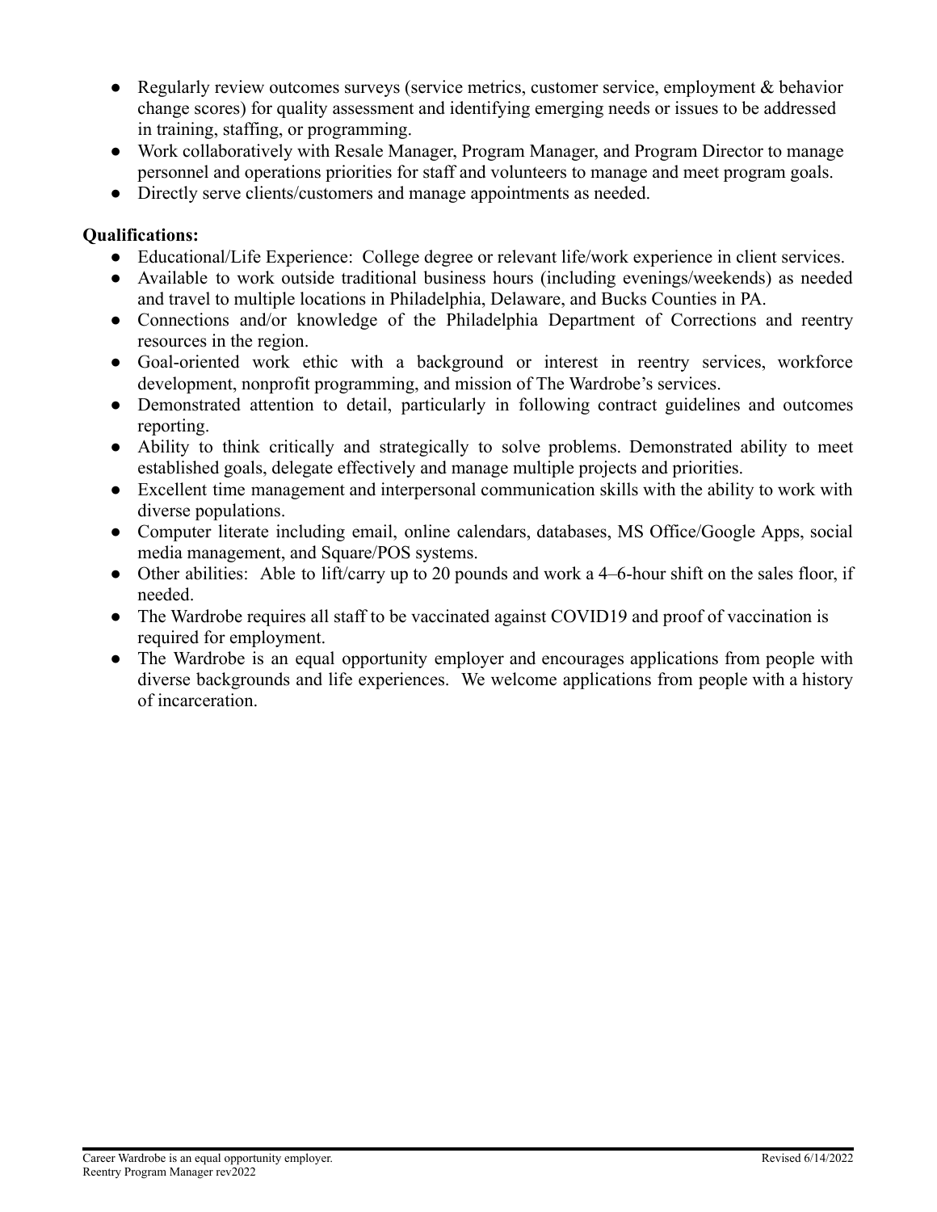- Regularly review outcomes surveys (service metrics, customer service, employment & behavior change scores) for quality assessment and identifying emerging needs or issues to be addressed in training, staffing, or programming.
- Work collaboratively with Resale Manager, Program Manager, and Program Director to manage personnel and operations priorities for staff and volunteers to manage and meet program goals.
- Directly serve clients/customers and manage appointments as needed.

**Qualifications:**

- Educational/Life Experience: College degree or relevant life/work experience in client services.
- Available to work outside traditional business hours (including evenings/weekends) as needed and travel to multiple locations in Philadelphia, Delaware, and Bucks Counties in PA.
- Connections and/or knowledge of the Philadelphia Department of Corrections and reentry resources in the region.
- Goal-oriented work ethic with a background or interest in reentry services, workforce development, nonprofit programming, and mission of The Wardrobe's services.
- Demonstrated attention to detail, particularly in following contract guidelines and outcomes reporting.
- Ability to think critically and strategically to solve problems. Demonstrated ability to meet established goals, delegate effectively and manage multiple projects and priorities.
- Excellent time management and interpersonal communication skills with the ability to work with diverse populations.
- Computer literate including email, online calendars, databases, MS Office/Google Apps, social media management, and Square/POS systems.
- Other abilities: Able to lift/carry up to 20 pounds and work a 4–6-hour shift on the sales floor, if needed.
- The Wardrobe requires all staff to be vaccinated against COVID19 and proof of vaccination is required for employment.
- The Wardrobe is an equal opportunity employer and encourages applications from people with diverse backgrounds and life experiences. We welcome applications from people with a history of incarceration.